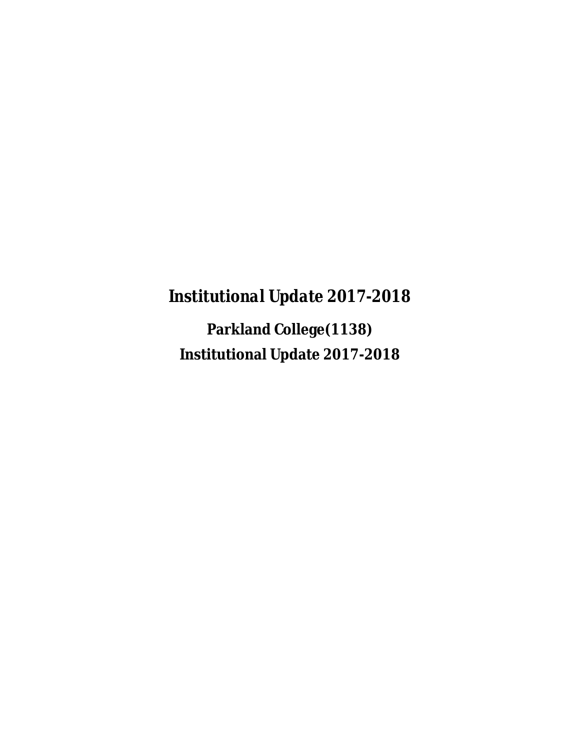# *Institutional Update 2017-2018*

## Parkland College(1138)

## Institutional Update 2017-2018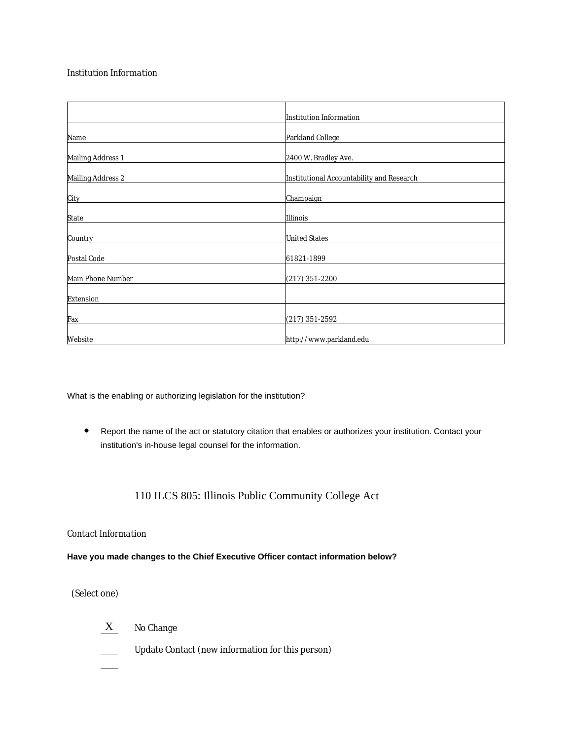*Institution Information*

| | Institution Information |
|---|---|
| Name | Parkland College |
| Mailing Address 1 | 2400 W. Bradley Ave. |
| Mailing Address 2 | Institutional Accountability and Research |
| City | Champaign |
| State | Illinois |
| Country | United States |
| Postal Code | 61821-1899 |
| Main Phone Number | (217) 351-2200 |
| Extension | |
| Fax | (217) 351-2592 |
| Website | http://www.parkland.edu |

What is the enabling or authorizing legislation for the institution?

- Report the name of the act or statutory citation that enables or authorizes your institution. Contact your institution's in-house legal counsel for the information.

110 ILCS 805: Illinois Public Community College Act

*Contact Information*

**Have you made changes to the Chief Executive Officer contact information below?**

(Select one)

X No Change

\_\_\_\_ Update Contact (new information for this person)

\_\_\_\_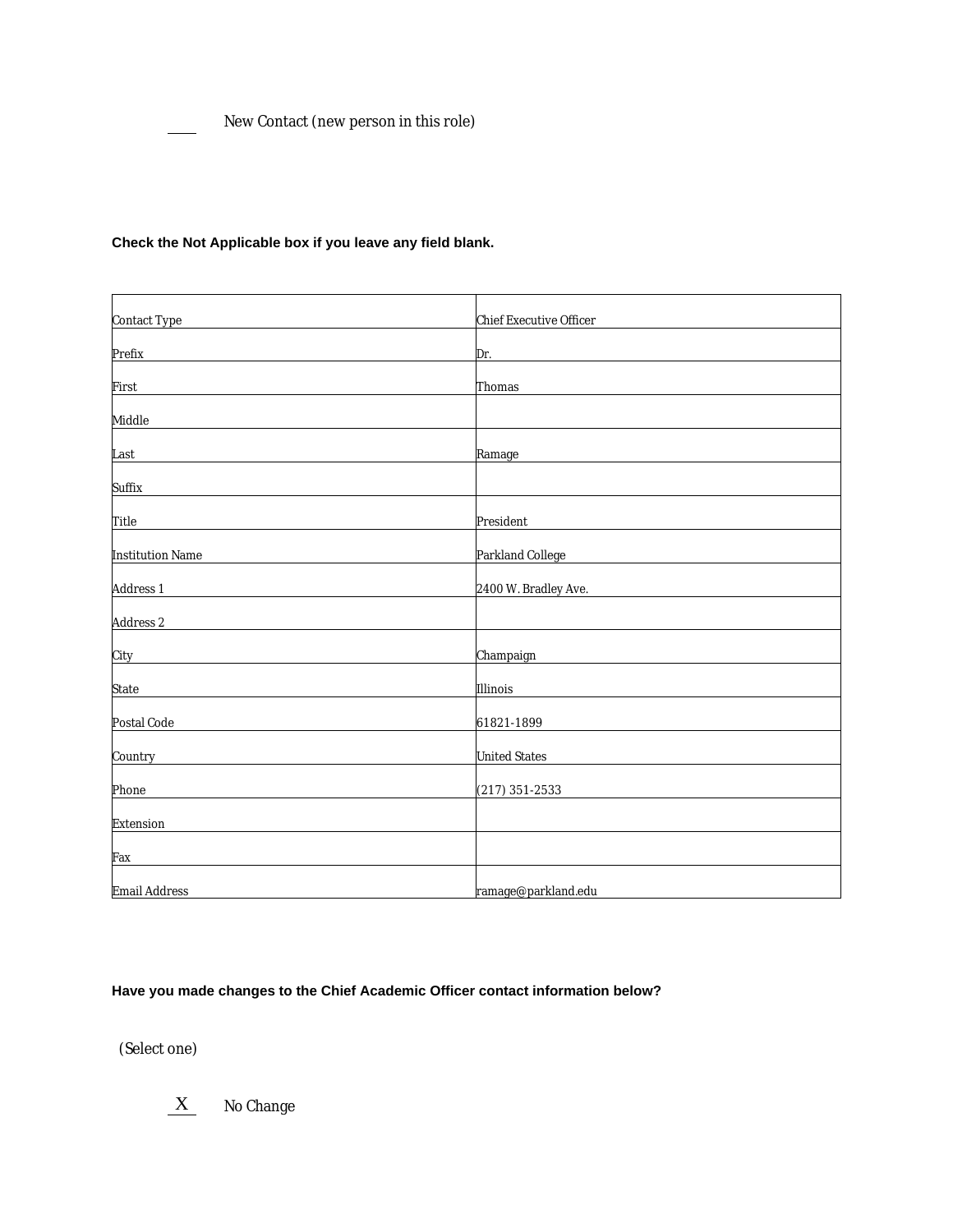____ New Contact (new person in this role)

**Check the Not Applicable box if you leave any field blank.**

| Contact Type | Chief Executive Officer |
|---|---|
| Prefix | Dr. |
| First | Thomas |
| Middle | |
| Last | Ramage |
| Suffix | |
| Title | President |
| Institution Name | Parkland College |
| Address 1 | 2400 W. Bradley Ave. |
| Address 2 | |
| City | Champaign |
| State | Illinois |
| Postal Code | 61821-1899 |
| Country | United States |
| Phone | (217) 351-2533 |
| Extension | |
| Fax | |
| Email Address | ramage@parkland.edu |

**Have you made changes to the Chief Academic Officer contact information below?**

(Select one)

_X_ No Change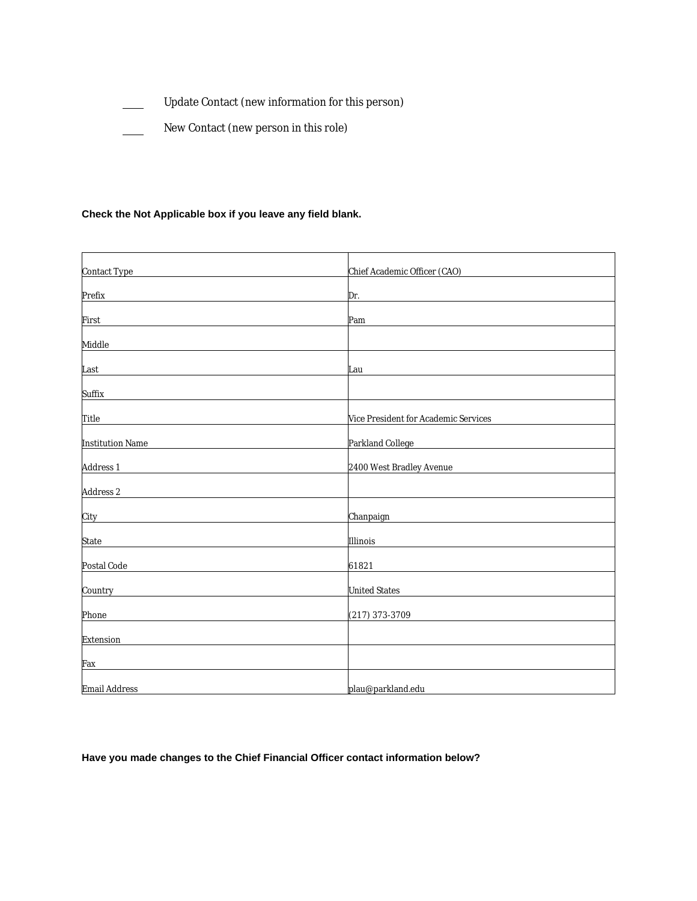____ Update Contact (new information for this person)

____ New Contact (new person in this role)

**Check the Not Applicable box if you leave any field blank.**

| Contact Type | Chief Academic Officer (CAO) |
|---|---|
| Prefix | Dr. |
| First | Pam |
| Middle | |
| Last | Lau |
| Suffix | |
| Title | Vice President for Academic Services |
| Institution Name | Parkland College |
| Address 1 | 2400 West Bradley Avenue |
| Address 2 | |
| City | Chanpaign |
| State | Illinois |
| Postal Code | 61821 |
| Country | United States |
| Phone | (217) 373-3709 |
| Extension | |
| Fax | |
| Email Address | plau@parkland.edu |

**Have you made changes to the Chief Financial Officer contact information below?**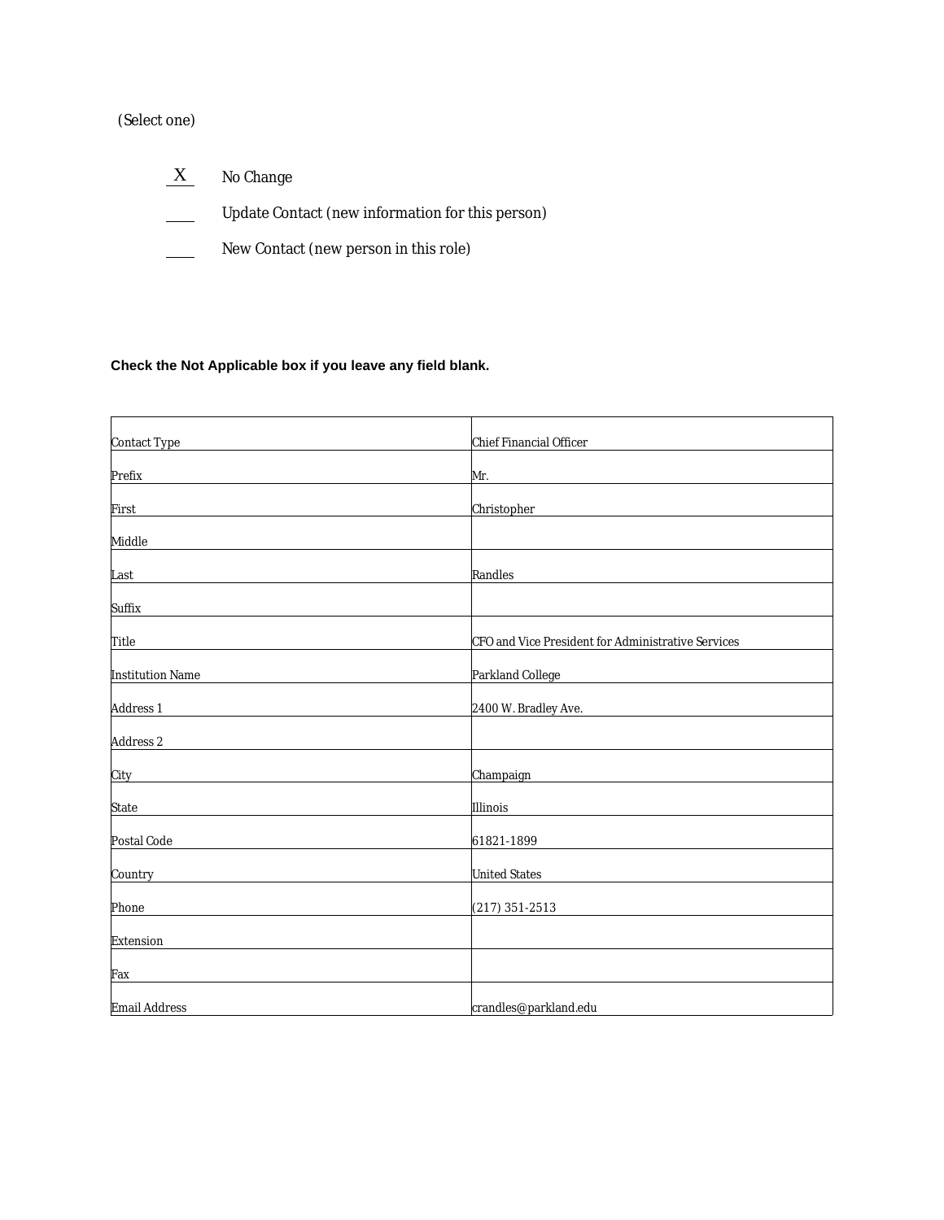(Select one)

X No Change

\_\_\_\_ Update Contact (new information for this person)

\_\_\_\_ New Contact (new person in this role)

**Check the Not Applicable box if you leave any field blank.**

| | |
|---|---|
| Contact Type | Chief Financial Officer |
| Prefix | Mr. |
| First | Christopher |
| Middle | |
| Last | Randles |
| Suffix | |
| Title | CFO and Vice President for Administrative Services |
| Institution Name | Parkland College |
| Address 1 | 2400 W. Bradley Ave. |
| Address 2 | |
| City | Champaign |
| State | Illinois |
| Postal Code | 61821-1899 |
| Country | United States |
| Phone | (217) 351-2513 |
| Extension | |
| Fax | |
| Email Address | crandles@parkland.edu |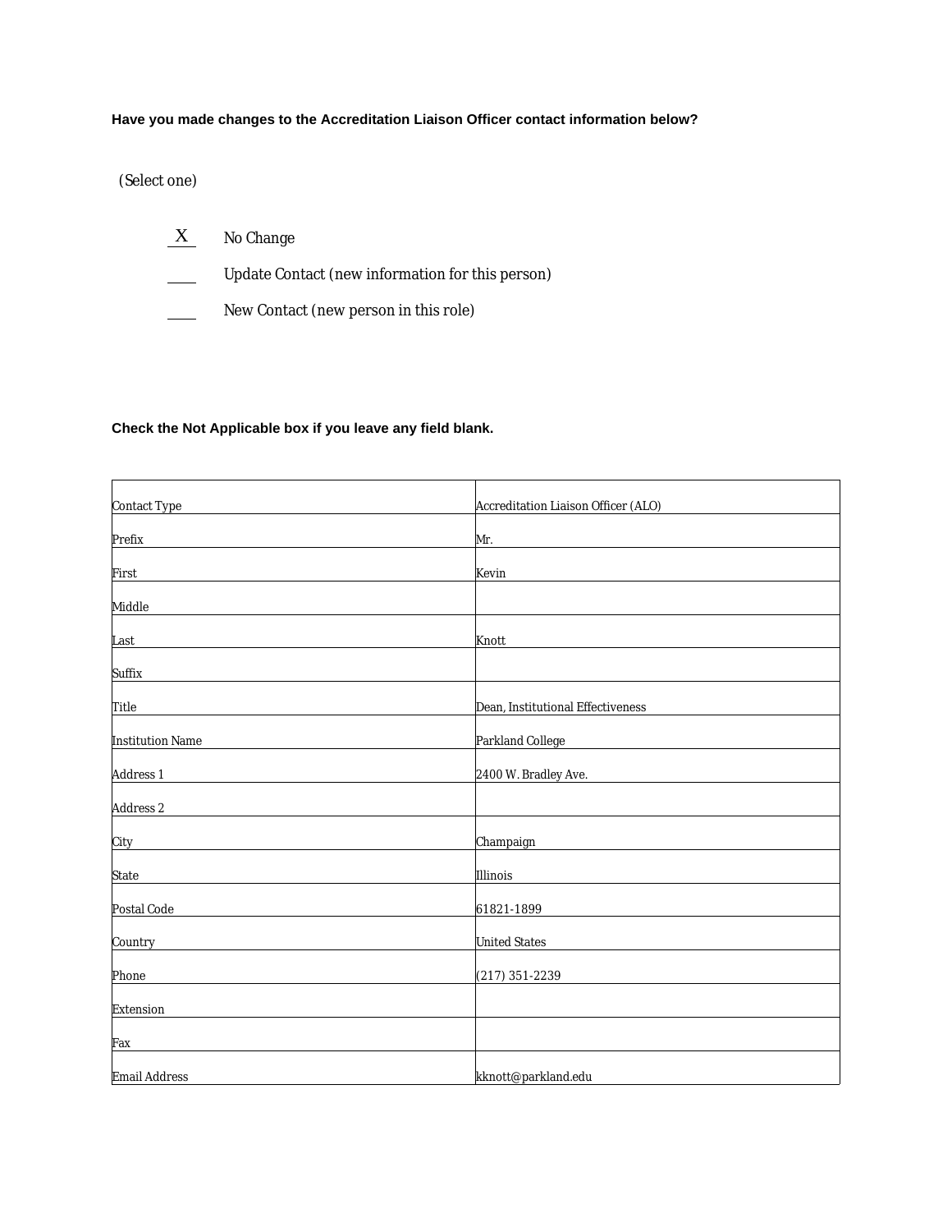**Have you made changes to the Accreditation Liaison Officer contact information below?**

(Select one)

X No Change

___ Update Contact (new information for this person)

___ New Contact (new person in this role)

**Check the Not Applicable box if you leave any field blank.**

| Contact Type | Accreditation Liaison Officer (ALO) |
|---|---|
| Prefix | Mr. |
| First | Kevin |
| Middle | |
| Last | Knott |
| Suffix | |
| Title | Dean, Institutional Effectiveness |
| Institution Name | Parkland College |
| Address 1 | 2400 W. Bradley Ave. |
| Address 2 | |
| City | Champaign |
| State | Illinois |
| Postal Code | 61821-1899 |
| Country | United States |
| Phone | (217) 351-2239 |
| Extension | |
| Fax | |
| Email Address | kknott@parkland.edu |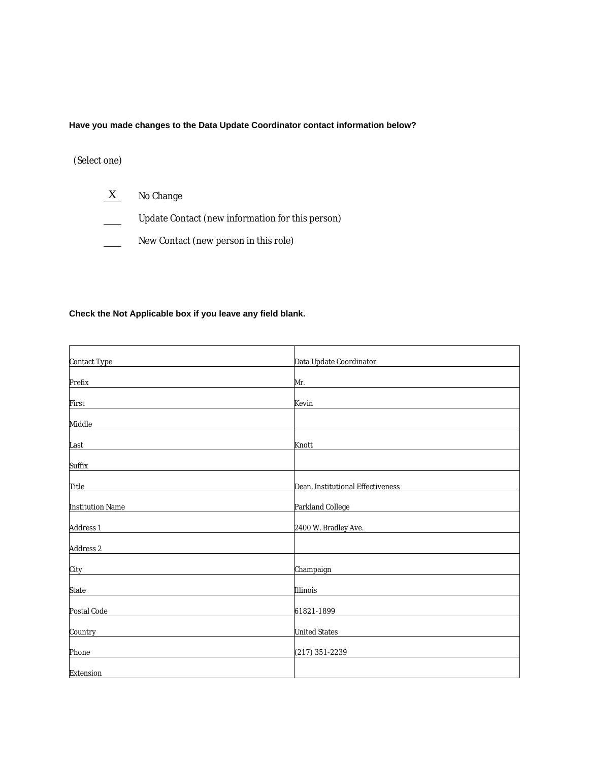**Have you made changes to the Data Update Coordinator contact information below?**

(Select one)

X No Change

___ Update Contact (new information for this person)

___ New Contact (new person in this role)

**Check the Not Applicable box if you leave any field blank.**

| Contact Type | Data Update Coordinator |
|---|---|
| Prefix | Mr. |
| First | Kevin |
| Middle | |
| Last | Knott |
| Suffix | |
| Title | Dean, Institutional Effectiveness |
| Institution Name | Parkland College |
| Address 1 | 2400 W. Bradley Ave. |
| Address 2 | |
| City | Champaign |
| State | Illinois |
| Postal Code | 61821-1899 |
| Country | United States |
| Phone | (217) 351-2239 |
| Extension | |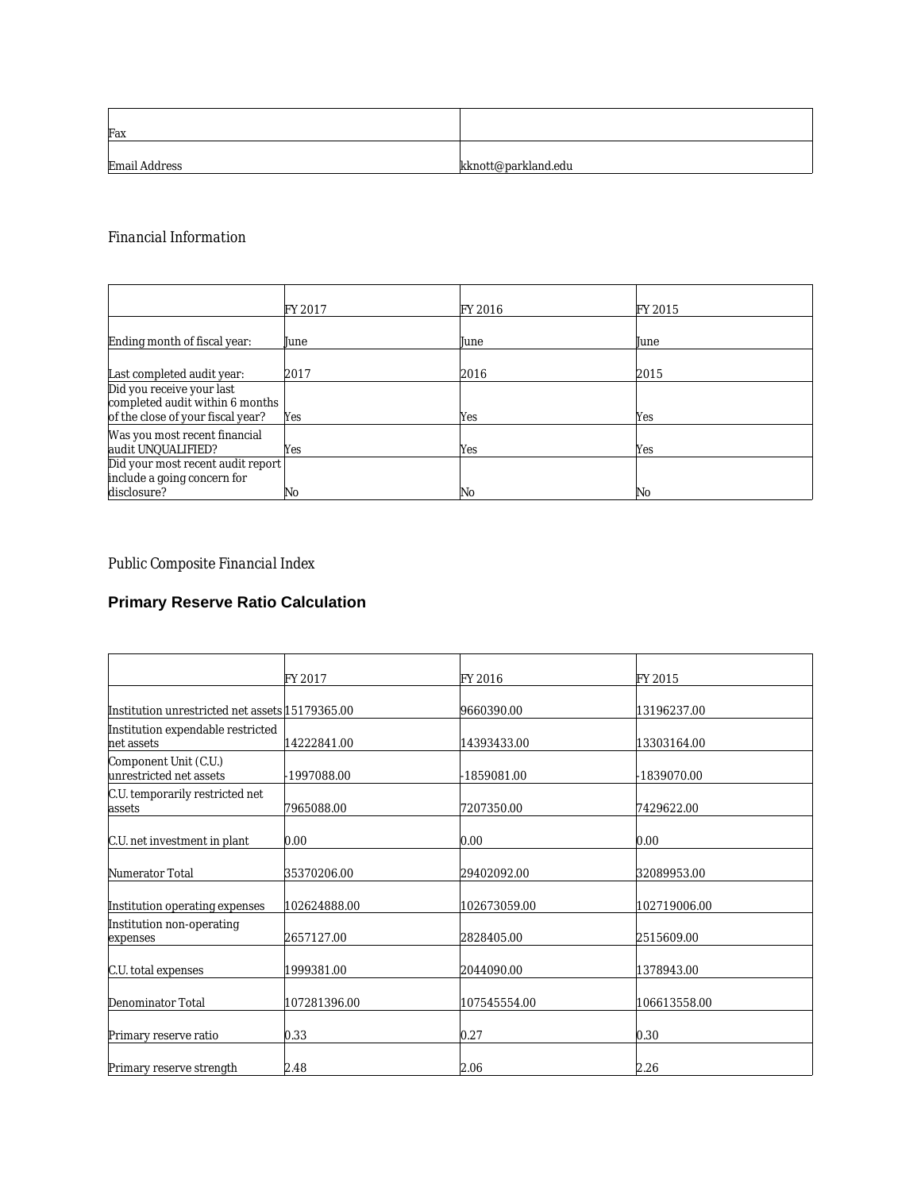| | |
|---|---|
| Fax | |
| Email Address | kknott@parkland.edu |

*Financial Information*

| | FY 2017 | FY 2016 | FY 2015 |
|---|---|---|---|
| Ending month of fiscal year: | June | June | June |
| Last completed audit year: | 2017 | 2016 | 2015 |
| Did you receive your last completed audit within 6 months of the close of your fiscal year? | Yes | Yes | Yes |
| Was you most recent financial audit UNQUALIFIED? | Yes | Yes | Yes |
| Did your most recent audit report include a going concern for disclosure? | No | No | No |

*Public Composite Financial Index*

## Primary Reserve Ratio Calculation

| | FY 2017 | FY 2016 | FY 2015 |
|---|---|---|---|
| Institution unrestricted net assets | 15179365.00 | 9660390.00 | 13196237.00 |
| Institution expendable restricted net assets | 14222841.00 | 14393433.00 | 13303164.00 |
| Component Unit (C.U.) unrestricted net assets | -1997088.00 | -1859081.00 | -1839070.00 |
| C.U. temporarily restricted net assets | 7965088.00 | 7207350.00 | 7429622.00 |
| C.U. net investment in plant | 0.00 | 0.00 | 0.00 |
| Numerator Total | 35370206.00 | 29402092.00 | 32089953.00 |
| Institution operating expenses | 102624888.00 | 102673059.00 | 102719006.00 |
| Institution non-operating expenses | 2657127.00 | 2828405.00 | 2515609.00 |
| C.U. total expenses | 1999381.00 | 2044090.00 | 1378943.00 |
| Denominator Total | 107281396.00 | 107545554.00 | 106613558.00 |
| Primary reserve ratio | 0.33 | 0.27 | 0.30 |
| Primary reserve strength | 2.48 | 2.06 | 2.26 |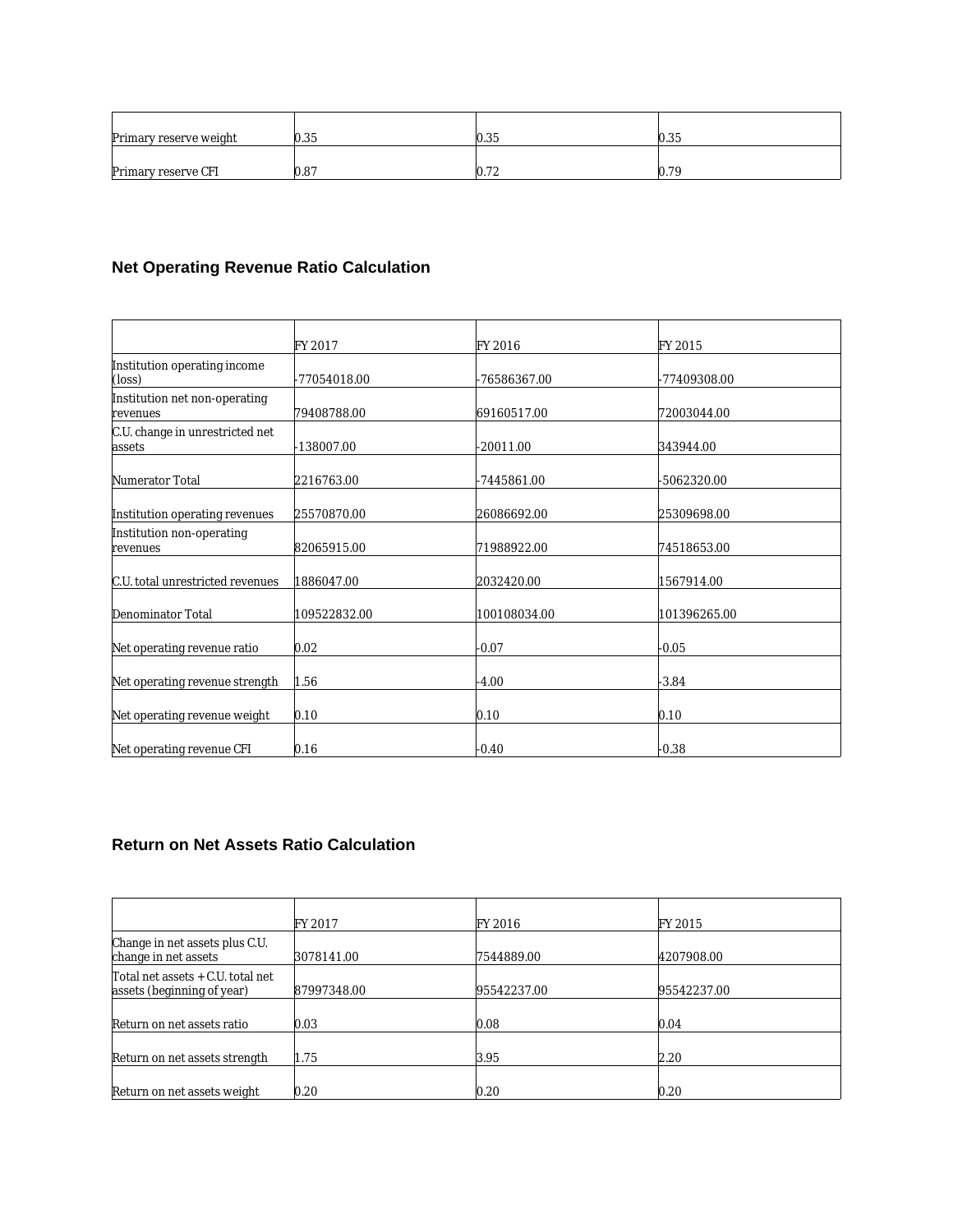| Primary reserve weight | 0.35 | 0.35 | 0.35 |
|---|---|---|---|
| Primary reserve CFI | 0.87 | 0.72 | 0.79 |

### Net Operating Revenue Ratio Calculation

| | FY 2017 | FY 2016 | FY 2015 |
|---|---|---|---|
| Institution operating income (loss) | -77054018.00 | -76586367.00 | -77409308.00 |
| Institution net non-operating revenues | 79408788.00 | 69160517.00 | 72003044.00 |
| C.U. change in unrestricted net assets | -138007.00 | -20011.00 | 343944.00 |
| Numerator Total | 2216763.00 | -7445861.00 | -5062320.00 |
| Institution operating revenues | 25570870.00 | 26086692.00 | 25309698.00 |
| Institution non-operating revenues | 82065915.00 | 71988922.00 | 74518653.00 |
| C.U. total unrestricted revenues | 1886047.00 | 2032420.00 | 1567914.00 |
| Denominator Total | 109522832.00 | 100108034.00 | 101396265.00 |
| Net operating revenue ratio | 0.02 | -0.07 | -0.05 |
| Net operating revenue strength | 1.56 | -4.00 | -3.84 |
| Net operating revenue weight | 0.10 | 0.10 | 0.10 |
| Net operating revenue CFI | 0.16 | -0.40 | -0.38 |

### Return on Net Assets Ratio Calculation

| | FY 2017 | FY 2016 | FY 2015 |
|---|---|---|---|
| Change in net assets plus C.U. change in net assets | 3078141.00 | 7544889.00 | 4207908.00 |
| Total net assets + C.U. total net assets (beginning of year) | 87997348.00 | 95542237.00 | 95542237.00 |
| Return on net assets ratio | 0.03 | 0.08 | 0.04 |
| Return on net assets strength | 1.75 | 3.95 | 2.20 |
| Return on net assets weight | 0.20 | 0.20 | 0.20 |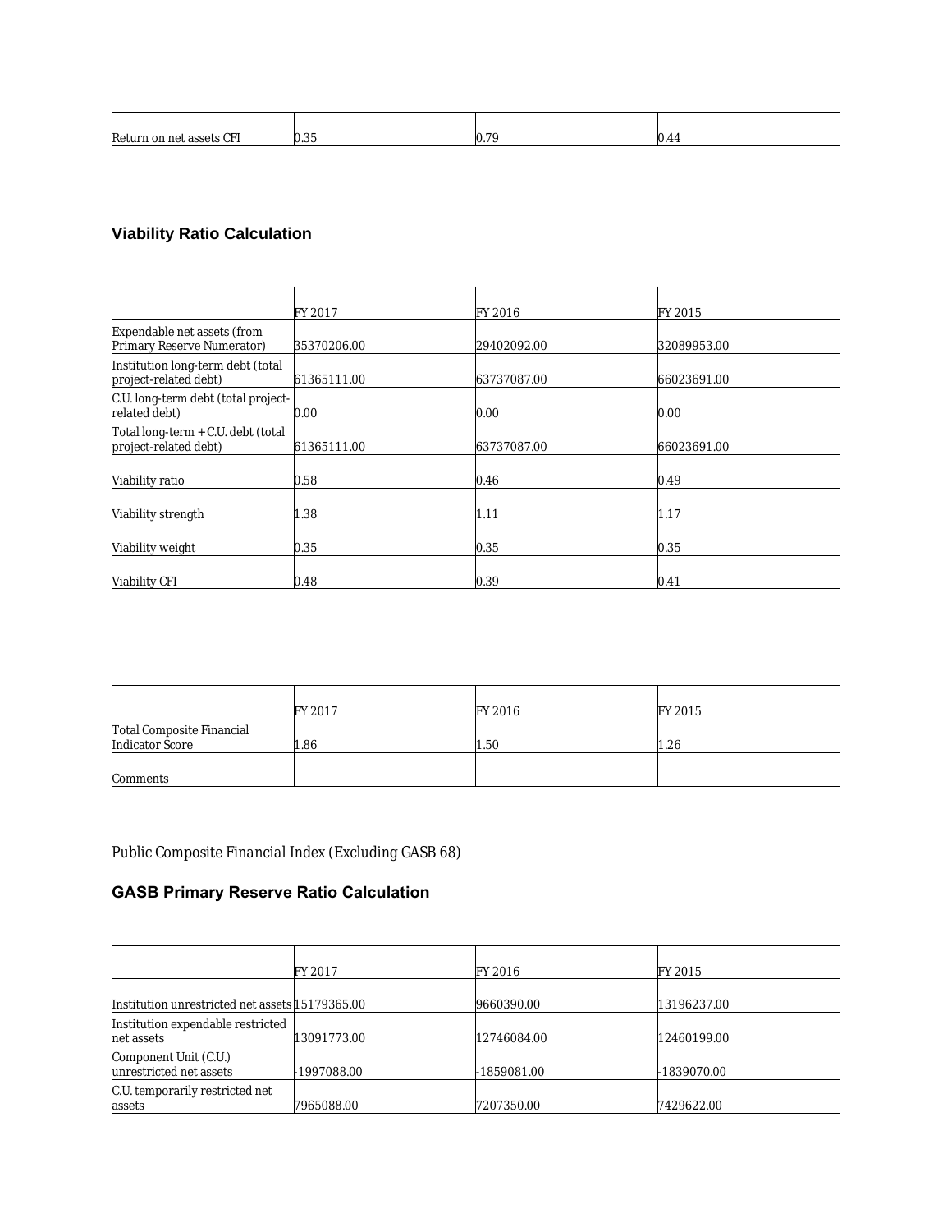| | | | |
|---|---|---|---|
| Return on net assets CFI | 0.35 | 0.79 | 0.44 |

### Viability Ratio Calculation

| | FY 2017 | FY 2016 | FY 2015 |
|---|---|---|---|
| Expendable net assets (from Primary Reserve Numerator) | 35370206.00 | 29402092.00 | 32089953.00 |
| Institution long-term debt (total project-related debt) | 61365111.00 | 63737087.00 | 66023691.00 |
| C.U. long-term debt (total project-related debt) | 0.00 | 0.00 | 0.00 |
| Total long-term + C.U. debt (total project-related debt) | 61365111.00 | 63737087.00 | 66023691.00 |
| Viability ratio | 0.58 | 0.46 | 0.49 |
| Viability strength | 1.38 | 1.11 | 1.17 |
| Viability weight | 0.35 | 0.35 | 0.35 |
| Viability CFI | 0.48 | 0.39 | 0.41 |

| | FY 2017 | FY 2016 | FY 2015 |
|---|---|---|---|
| Total Composite Financial Indicator Score | 1.86 | 1.50 | 1.26 |
| Comments | | | |

Public Composite Financial Index (Excluding GASB 68)

### GASB Primary Reserve Ratio Calculation

| | FY 2017 | FY 2016 | FY 2015 |
|---|---|---|---|
| Institution unrestricted net assets | 15179365.00 | 9660390.00 | 13196237.00 |
| Institution expendable restricted net assets | 13091773.00 | 12746084.00 | 12460199.00 |
| Component Unit (C.U.) unrestricted net assets | -1997088.00 | -1859081.00 | -1839070.00 |
| C.U. temporarily restricted net assets | 7965088.00 | 7207350.00 | 7429622.00 |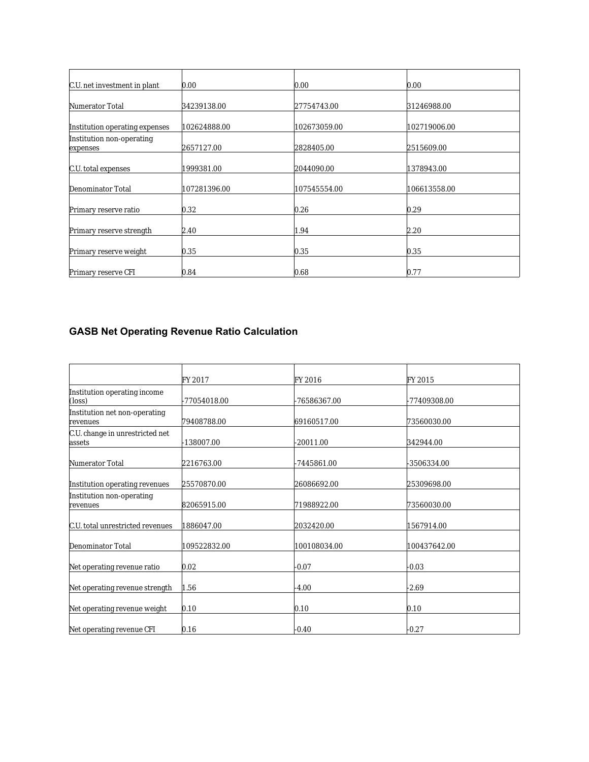| | | | |
|---|---|---|---|
| C.U. net investment in plant | 0.00 | 0.00 | 0.00 |
| Numerator Total | 34239138.00 | 27754743.00 | 31246988.00 |
| Institution operating expenses | 102624888.00 | 102673059.00 | 102719006.00 |
| Institution non-operating expenses | 2657127.00 | 2828405.00 | 2515609.00 |
| C.U. total expenses | 1999381.00 | 2044090.00 | 1378943.00 |
| Denominator Total | 107281396.00 | 107545554.00 | 106613558.00 |
| Primary reserve ratio | 0.32 | 0.26 | 0.29 |
| Primary reserve strength | 2.40 | 1.94 | 2.20 |
| Primary reserve weight | 0.35 | 0.35 | 0.35 |
| Primary reserve CFI | 0.84 | 0.68 | 0.77 |

## GASB Net Operating Revenue Ratio Calculation

| | FY 2017 | FY 2016 | FY 2015 |
|---|---|---|---|
| Institution operating income (loss) | -77054018.00 | -76586367.00 | -77409308.00 |
| Institution net non-operating revenues | 79408788.00 | 69160517.00 | 73560030.00 |
| C.U. change in unrestricted net assets | -138007.00 | -20011.00 | 342944.00 |
| Numerator Total | 2216763.00 | -7445861.00 | -3506334.00 |
| Institution operating revenues | 25570870.00 | 26086692.00 | 25309698.00 |
| Institution non-operating revenues | 82065915.00 | 71988922.00 | 73560030.00 |
| C.U. total unrestricted revenues | 1886047.00 | 2032420.00 | 1567914.00 |
| Denominator Total | 109522832.00 | 100108034.00 | 100437642.00 |
| Net operating revenue ratio | 0.02 | -0.07 | -0.03 |
| Net operating revenue strength | 1.56 | -4.00 | -2.69 |
| Net operating revenue weight | 0.10 | 0.10 | 0.10 |
| Net operating revenue CFI | 0.16 | -0.40 | -0.27 |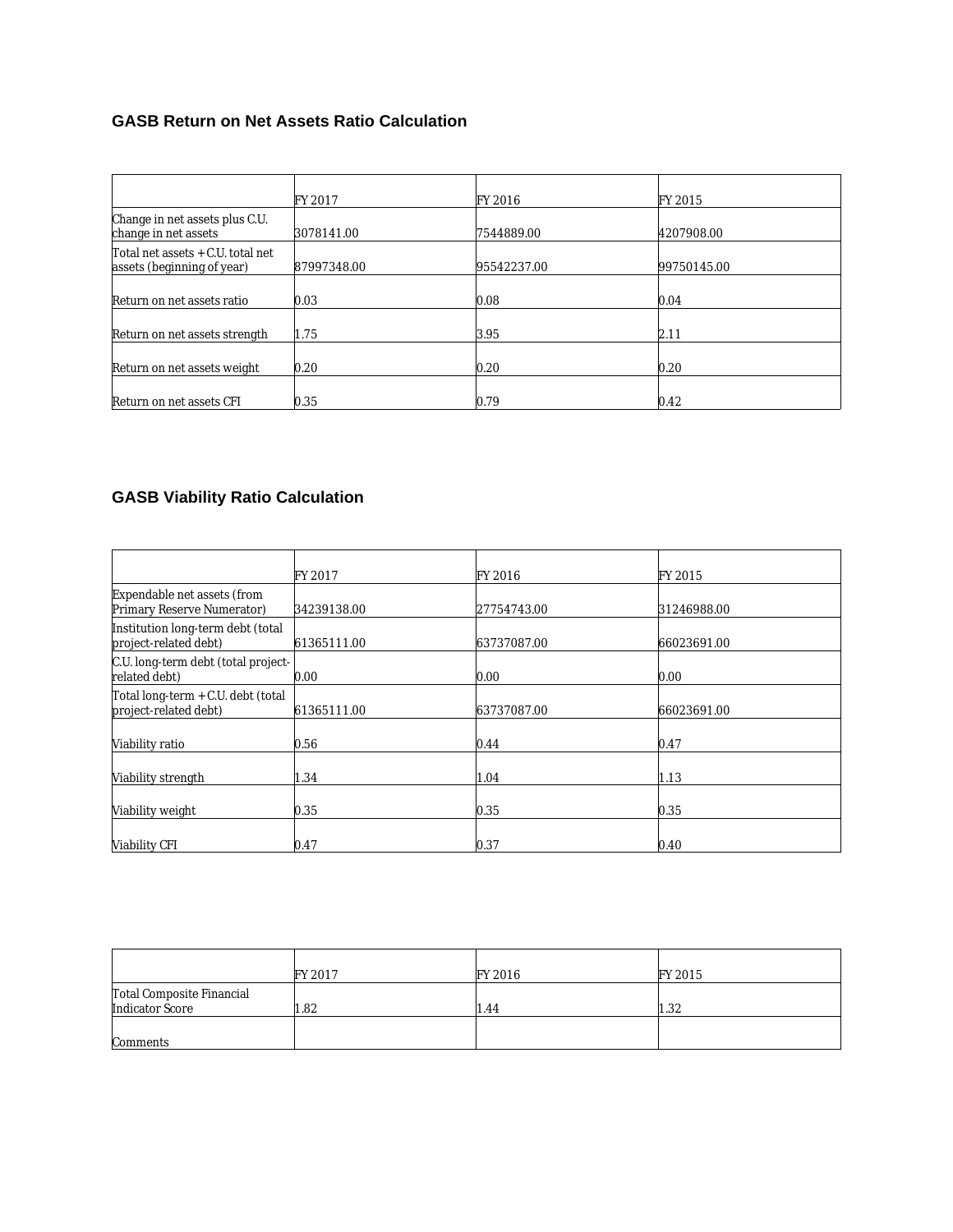### GASB Return on Net Assets Ratio Calculation

| | FY 2017 | FY 2016 | FY 2015 |
|---|---|---|---|
| Change in net assets plus C.U. change in net assets | 3078141.00 | 7544889.00 | 4207908.00 |
| Total net assets + C.U. total net assets (beginning of year) | 87997348.00 | 95542237.00 | 99750145.00 |
| Return on net assets ratio | 0.03 | 0.08 | 0.04 |
| Return on net assets strength | 1.75 | 3.95 | 2.11 |
| Return on net assets weight | 0.20 | 0.20 | 0.20 |
| Return on net assets CFI | 0.35 | 0.79 | 0.42 |

### GASB Viability Ratio Calculation

| | FY 2017 | FY 2016 | FY 2015 |
|---|---|---|---|
| Expendable net assets (from Primary Reserve Numerator) | 34239138.00 | 27754743.00 | 31246988.00 |
| Institution long-term debt (total project-related debt) | 61365111.00 | 63737087.00 | 66023691.00 |
| C.U. long-term debt (total project-related debt) | 0.00 | 0.00 | 0.00 |
| Total long-term + C.U. debt (total project-related debt) | 61365111.00 | 63737087.00 | 66023691.00 |
| Viability ratio | 0.56 | 0.44 | 0.47 |
| Viability strength | 1.34 | 1.04 | 1.13 |
| Viability weight | 0.35 | 0.35 | 0.35 |
| Viability CFI | 0.47 | 0.37 | 0.40 |

| | FY 2017 | FY 2016 | FY 2015 |
|---|---|---|---|
| Total Composite Financial Indicator Score | 1.82 | 1.44 | 1.32 |
| Comments | | | |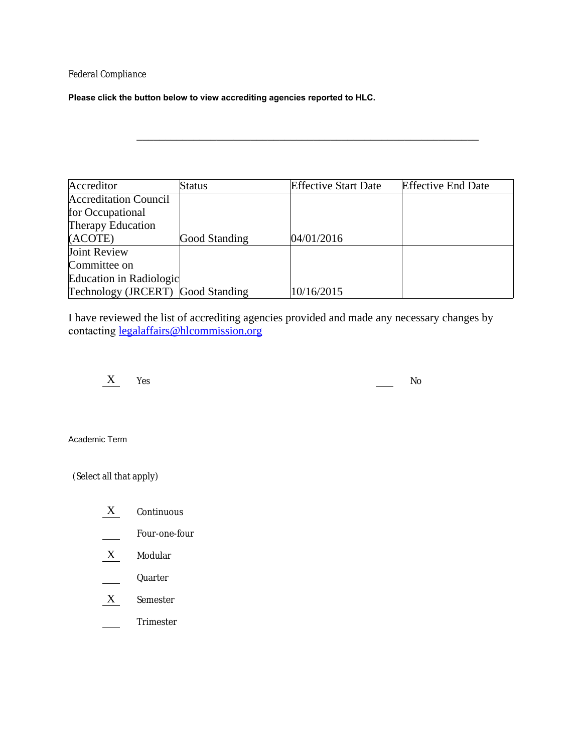*Federal Compliance*

**Please click the button below to view accrediting agencies reported to HLC.**

---

| Accreditor | Status | Effective Start Date | Effective End Date |
|---|---|---|---|
| Accreditation Council for Occupational Therapy Education (ACOTE) | Good Standing | 04/01/2016 | |
| Joint Review Committee on Education in Radiologic Technology (JRCERT) | Good Standing | 10/16/2015 | |

I have reviewed the list of accrediting agencies provided and made any necessary changes by contacting legalaffairs@hlcommission.org

X Yes

___ No

Academic Term

(Select all that apply)

X Continuous

___ Four-one-four

X Modular

___ Quarter

X Semester

___ Trimester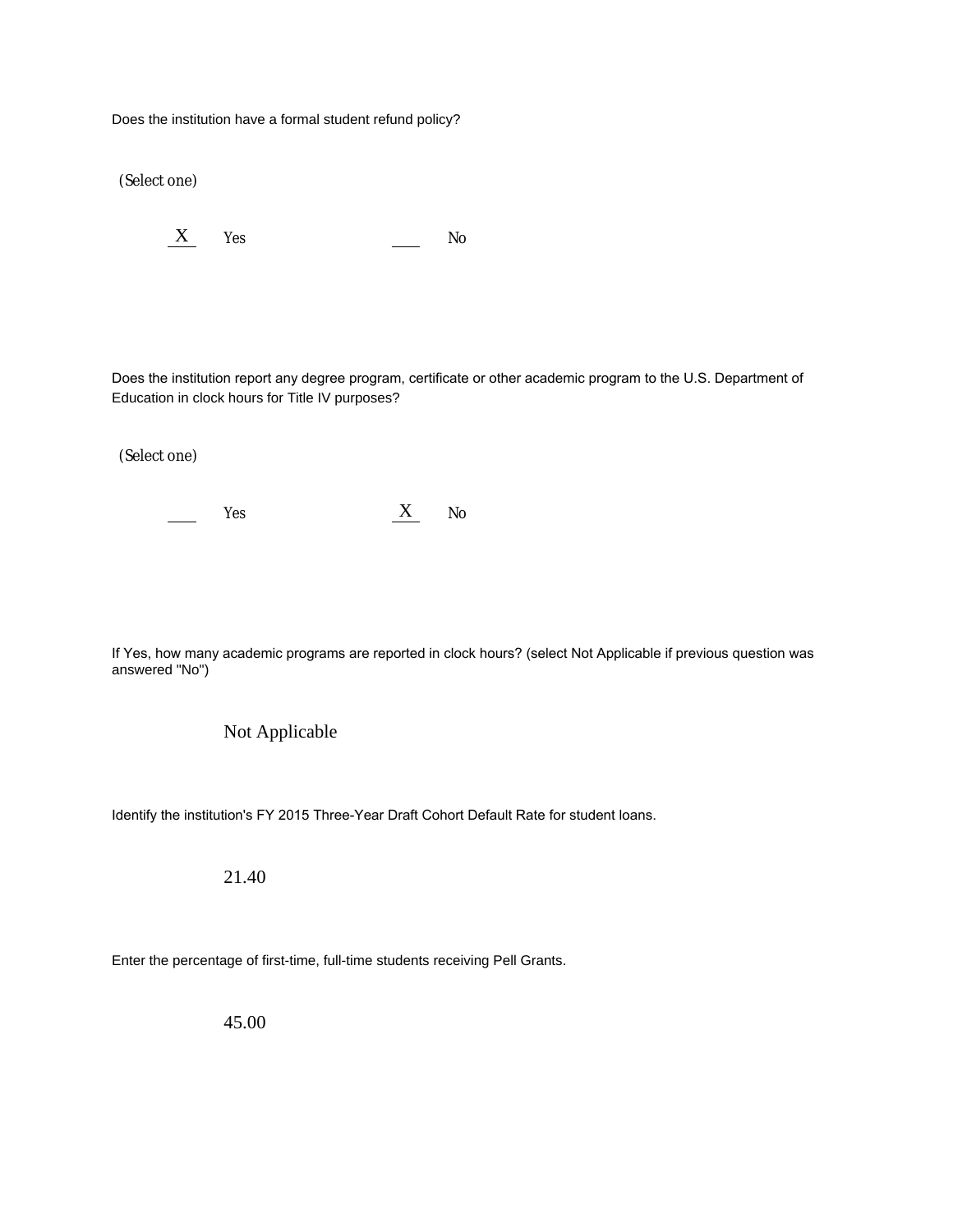Does the institution have a formal student refund policy?

(Select one)

X Yes ___ No

Does the institution report any degree program, certificate or other academic program to the U.S. Department of Education in clock hours for Title IV purposes?

(Select one)

___ Yes X No

If Yes, how many academic programs are reported in clock hours? (select Not Applicable if previous question was answered "No")

Not Applicable

Identify the institution's FY 2015 Three-Year Draft Cohort Default Rate for student loans.

21.40

Enter the percentage of first-time, full-time students receiving Pell Grants.

45.00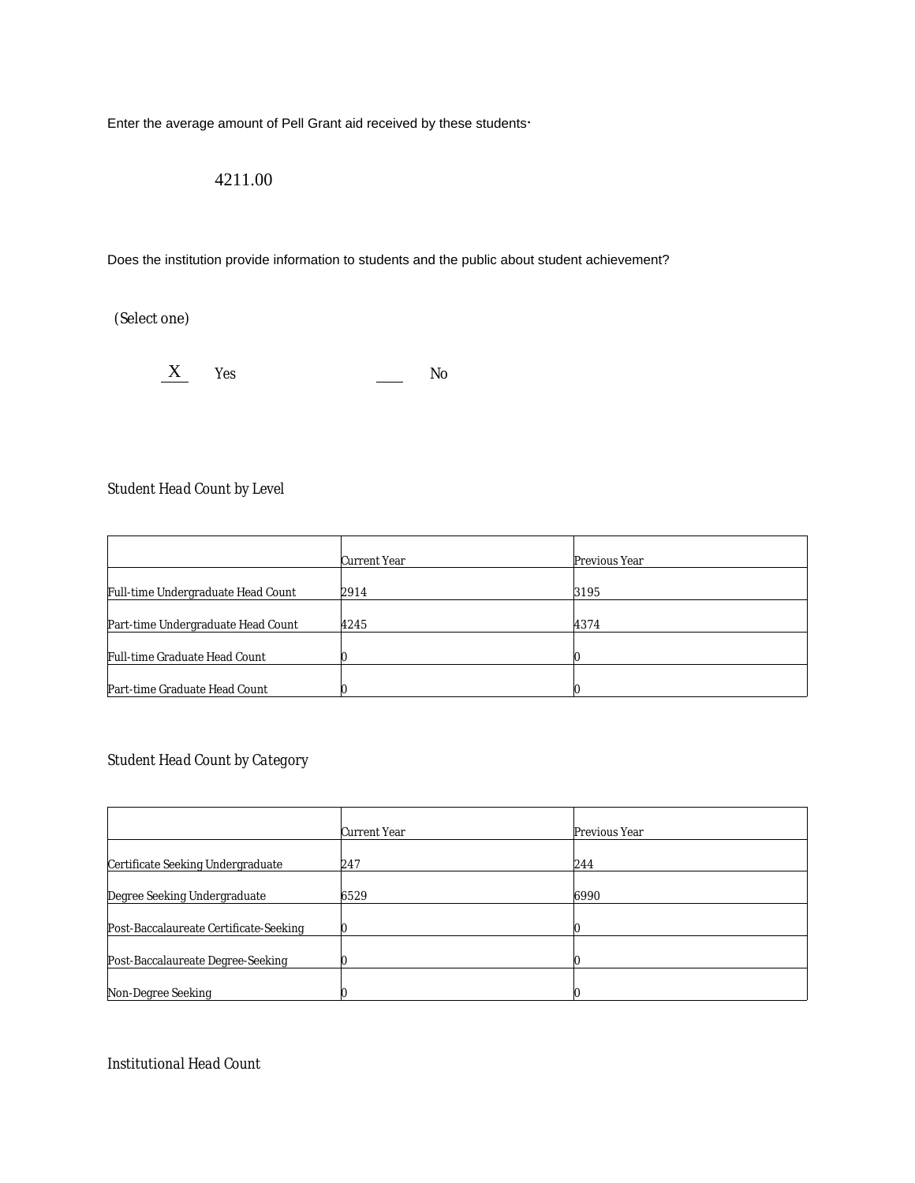Enter the average amount of Pell Grant aid received by these students.

4211.00

Does the institution provide information to students and the public about student achievement?

(Select one)

X Yes ___ No

*Student Head Count by Level*

| | Current Year | Previous Year |
|---|---|---|
| Full-time Undergraduate Head Count | 2914 | 3195 |
| Part-time Undergraduate Head Count | 4245 | 4374 |
| Full-time Graduate Head Count | 0 | 0 |
| Part-time Graduate Head Count | 0 | 0 |

*Student Head Count by Category*

| | Current Year | Previous Year |
|---|---|---|
| Certificate Seeking Undergraduate | 247 | 244 |
| Degree Seeking Undergraduate | 6529 | 6990 |
| Post-Baccalaureate Certificate-Seeking | 0 | 0 |
| Post-Baccalaureate Degree-Seeking | 0 | 0 |
| Non-Degree Seeking | 0 | 0 |

*Institutional Head Count*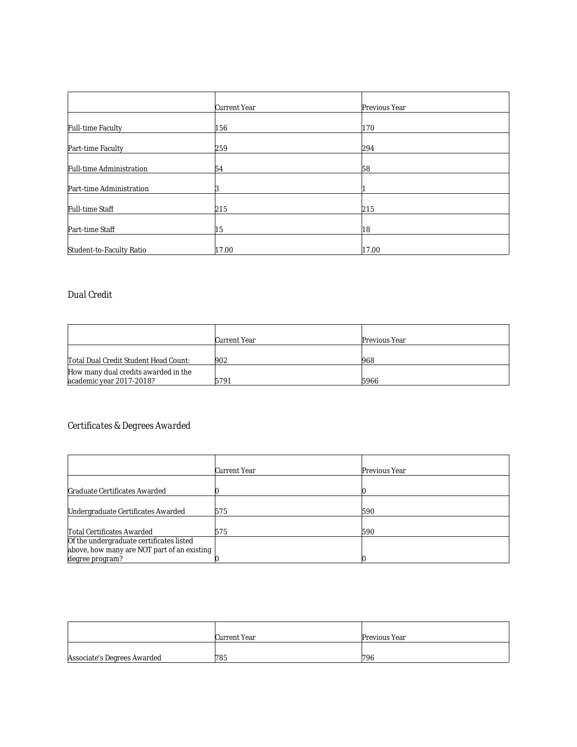| | Current Year | Previous Year |
|---|---|---|
| Full-time Faculty | 156 | 170 |
| Part-time Faculty | 259 | 294 |
| Full-time Administration | 54 | 58 |
| Part-time Administration | 3 | 1 |
| Full-time Staff | 215 | 215 |
| Part-time Staff | 15 | 18 |
| Student-to-Faculty Ratio | 17.00 | 17.00 |

*Dual Credit*

| | Current Year | Previous Year |
|---|---|---|
| Total Dual Credit Student Head Count: | 902 | 968 |
| How many dual credits awarded in the academic year 2017-2018? | 5791 | 5966 |

*Certificates & Degrees Awarded*

| | Current Year | Previous Year |
|---|---|---|
| Graduate Certificates Awarded | 0 | 0 |
| Undergraduate Certificates Awarded | 575 | 590 |
| Total Certificates Awarded | 575 | 590 |
| Of the undergraduate certificates listed above, how many are NOT part of an existing degree program? | 0 | 0 |

| | Current Year | Previous Year |
|---|---|---|
| Associate's Degrees Awarded | 785 | 796 |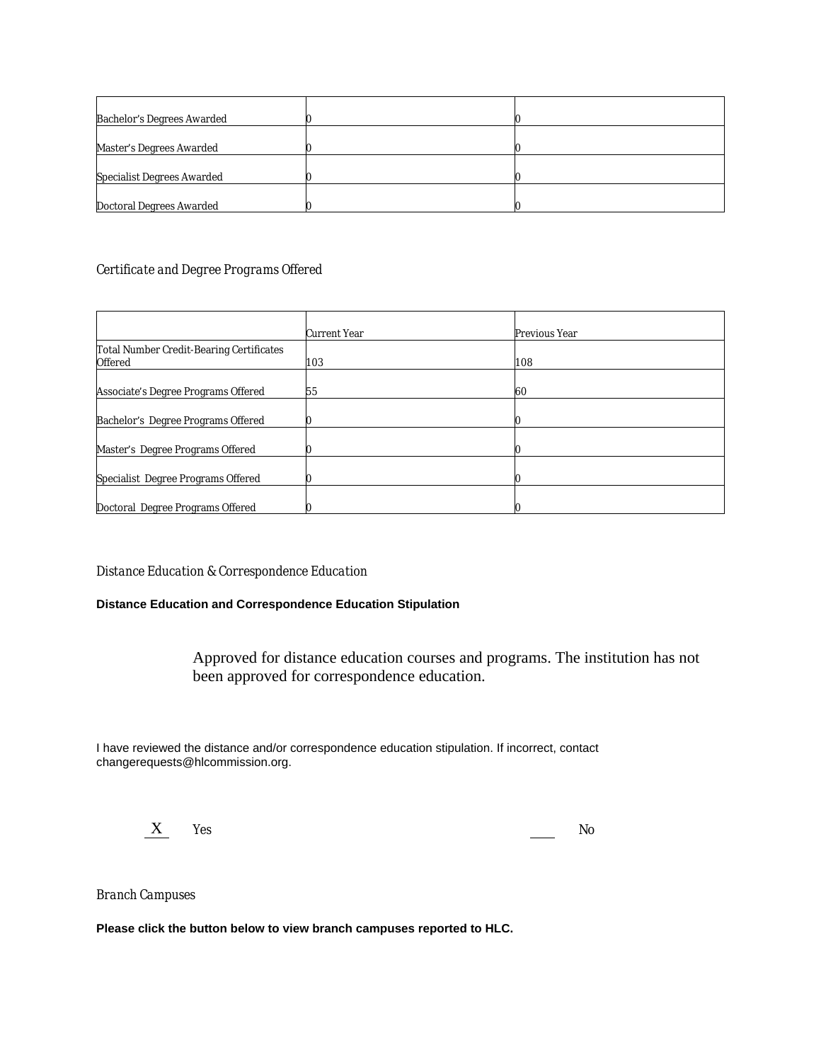| | | |
|---|---|---|
| Bachelor's Degrees Awarded | 0 | 0 |
| Master's Degrees Awarded | 0 | 0 |
| Specialist Degrees Awarded | 0 | 0 |
| Doctoral Degrees Awarded | 0 | 0 |

*Certificate and Degree Programs Offered*

| | Current Year | Previous Year |
|---|---|---|
| Total Number Credit-Bearing Certificates Offered | 103 | 108 |
| Associate's Degree Programs Offered | 55 | 60 |
| Bachelor's Degree Programs Offered | 0 | 0 |
| Master's Degree Programs Offered | 0 | 0 |
| Specialist Degree Programs Offered | 0 | 0 |
| Doctoral Degree Programs Offered | 0 | 0 |

*Distance Education & Correspondence Education*

**Distance Education and Correspondence Education Stipulation**

Approved for distance education courses and programs. The institution has not been approved for correspondence education.

I have reviewed the distance and/or correspondence education stipulation. If incorrect, contact changerequests@hlcommission.org.

X Yes ___ No

*Branch Campuses*

**Please click the button below to view branch campuses reported to HLC.**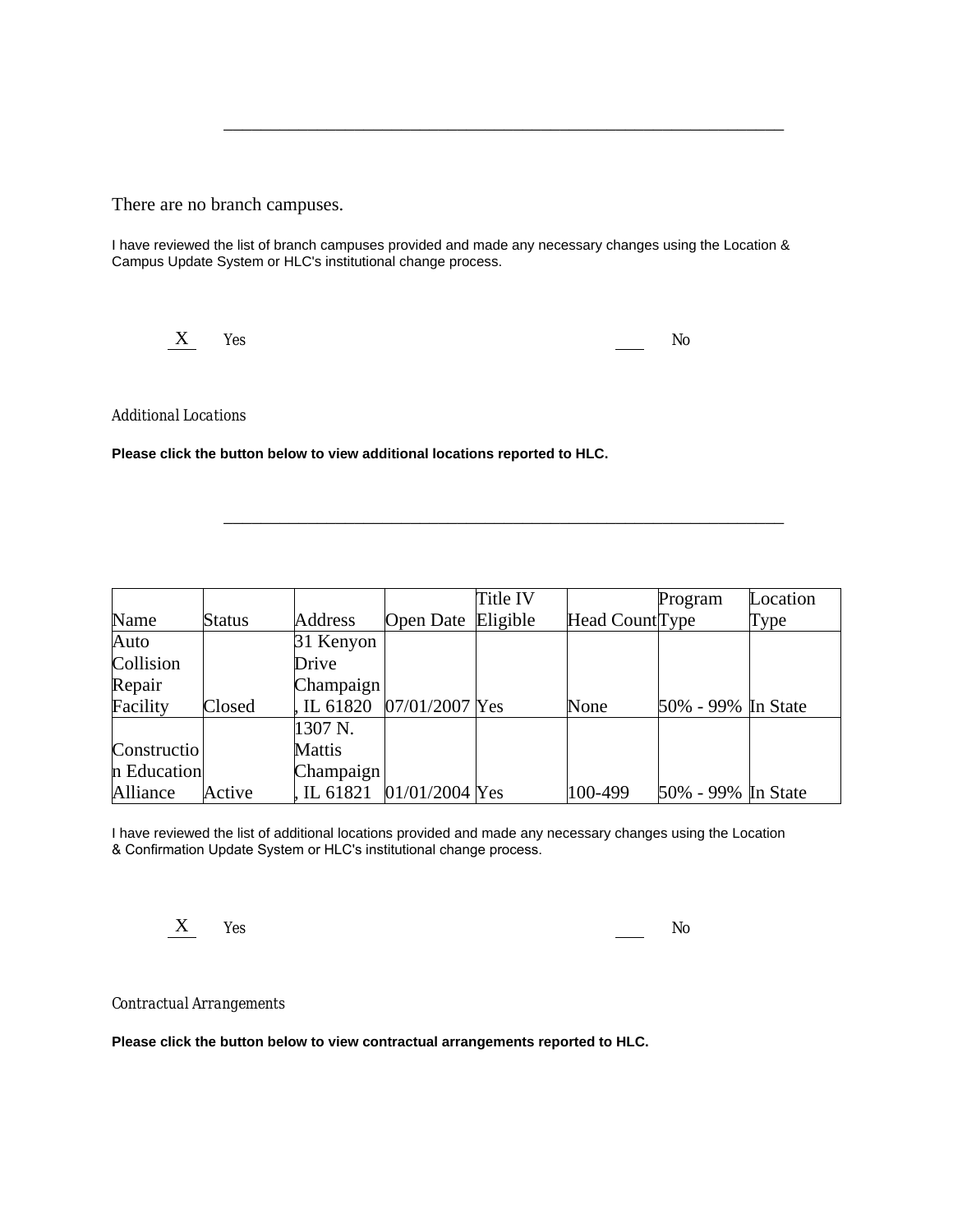---

There are no branch campuses.

I have reviewed the list of branch campuses provided and made any necessary changes using the Location & Campus Update System or HLC's institutional change process.

X Yes No

*Additional Locations*

**Please click the button below to view additional locations reported to HLC.**

---

| Name | Status | Address | Open Date | Title IV Eligible | Head Count | Program Type | Location Type |
|---|---|---|---|---|---|---|---|
| Auto Collision Repair Facility | Closed | 31 Kenyon Drive Champaign, IL 61820 | 07/01/2007 | Yes | None | 50% - 99% | In State |
| Construction Education Alliance | Active | 1307 N. Mattis Champaign, IL 61821 | 01/01/2004 | Yes | 100-499 | 50% - 99% | In State |

I have reviewed the list of additional locations provided and made any necessary changes using the Location & Confirmation Update System or HLC's institutional change process.

X Yes No

*Contractual Arrangements*

**Please click the button below to view contractual arrangements reported to HLC.**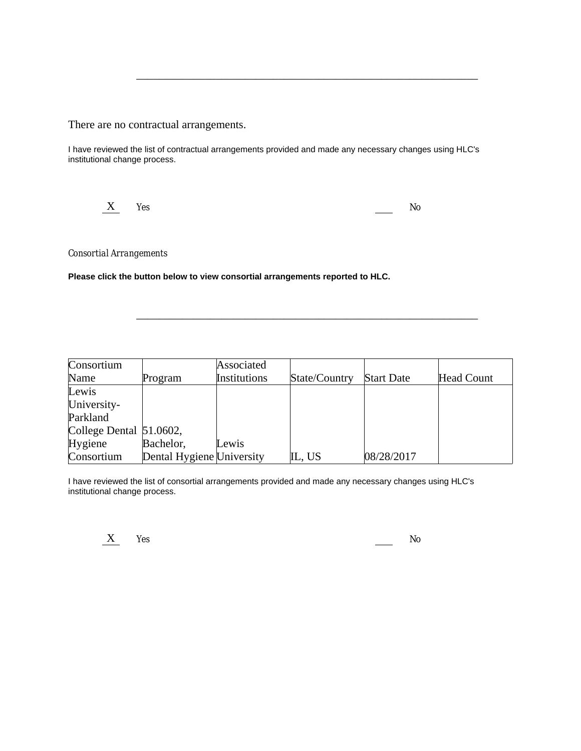---

There are no contractual arrangements.

I have reviewed the list of contractual arrangements provided and made any necessary changes using HLC's institutional change process.

X Yes ___ No

*Consortial Arrangements*

**Please click the button below to view consortial arrangements reported to HLC.**

---

| Consortium Name | Program | Associated Institutions | State/Country | Start Date | Head Count |
|---|---|---|---|---|---|
| Lewis University-Parkland College Dental Hygiene Consortium | 51.0602, Bachelor, Dental Hygiene | Lewis University | IL, US | 08/28/2017 | |

I have reviewed the list of consortial arrangements provided and made any necessary changes using HLC's institutional change process.

X Yes ___ No